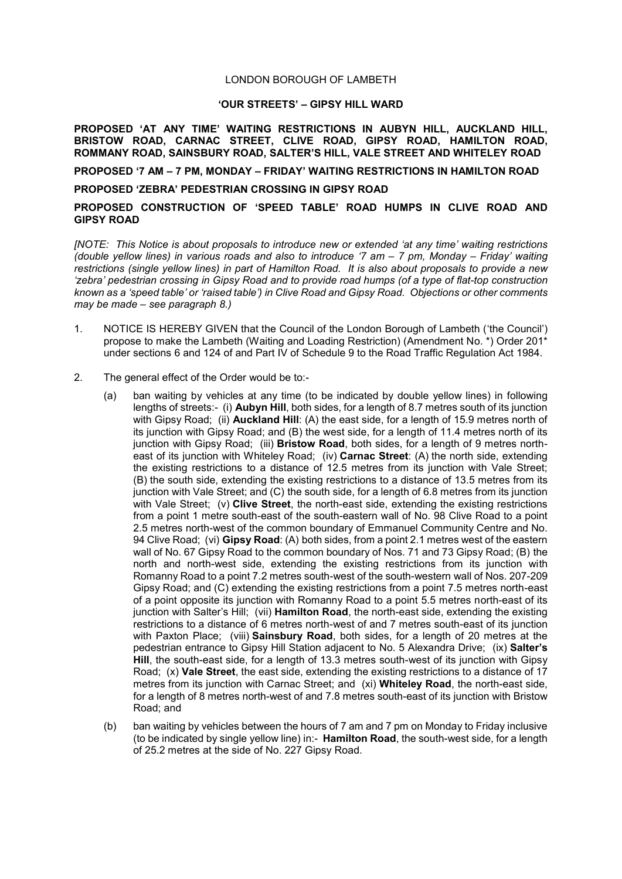LONDON BOROUGH OF LAMBETH

**'OUR STREETS' – GIPSY HILL WARD**

**PROPOSED 'AT ANY TIME' WAITING RESTRICTIONS IN AUBYN HILL, AUCKLAND HILL, BRISTOW ROAD, CARNAC STREET, CLIVE ROAD, GIPSY ROAD, HAMILTON ROAD, ROMMANY ROAD, SAINSBURY ROAD, SALTER'S HILL, VALE STREET AND WHITELEY ROAD**

**PROPOSED '7 AM – 7 PM, MONDAY – FRIDAY' WAITING RESTRICTIONS IN HAMILTON ROAD**

**PROPOSED 'ZEBRA' PEDESTRIAN CROSSING IN GIPSY ROAD**

**PROPOSED CONSTRUCTION OF 'SPEED TABLE' ROAD HUMPS IN CLIVE ROAD AND GIPSY ROAD**

*[NOTE: This Notice is about proposals to introduce new or extended 'at any time' waiting restrictions (double yellow lines) in various roads and also to introduce '7 am – 7 pm, Monday – Friday' waiting restrictions (single yellow lines) in part of Hamilton Road. It is also about proposals to provide a new 'zebra' pedestrian crossing in Gipsy Road and to provide road humps (of a type of flat-top construction known as a 'speed table' or 'raised table') in Clive Road and Gipsy Road. Objections or other comments may be made – see paragraph 8.)*

1. NOTICE IS HEREBY GIVEN that the Council of the London Borough of Lambeth ('the Council') propose to make the Lambeth (Waiting and Loading Restriction) (Amendment No. *) Order 201* under sections 6 and 124 of and Part IV of Schedule 9 to the Road Traffic Regulation Act 1984.

2. The general effect of the Order would be to:-

   (a) ban waiting by vehicles at any time (to be indicated by double yellow lines) in following lengths of streets:- (i) **Aubyn Hill**, both sides, for a length of 8.7 metres south of its junction with Gipsy Road; (ii) **Auckland Hill**: (A) the east side, for a length of 15.9 metres north of its junction with Gipsy Road; and (B) the west side, for a length of 11.4 metres north of its junction with Gipsy Road; (iii) **Bristow Road**, both sides, for a length of 9 metres north-east of its junction with Whiteley Road; (iv) **Carnac Street**: (A) the north side, extending the existing restrictions to a distance of 12.5 metres from its junction with Vale Street; (B) the south side, extending the existing restrictions to a distance of 13.5 metres from its junction with Vale Street; and (C) the south side, for a length of 6.8 metres from its junction with Vale Street; (v) **Clive Street**, the north-east side, extending the existing restrictions from a point 1 metre south-east of the south-eastern wall of No. 98 Clive Road to a point 2.5 metres north-west of the common boundary of Emmanuel Community Centre and No. 94 Clive Road; (vi) **Gipsy Road**: (A) both sides, from a point 2.1 metres west of the eastern wall of No. 67 Gipsy Road to the common boundary of Nos. 71 and 73 Gipsy Road; (B) the north and north-west side, extending the existing restrictions from its junction with Romanny Road to a point 7.2 metres south-west of the south-western wall of Nos. 207-209 Gipsy Road; and (C) extending the existing restrictions from a point 7.5 metres north-east of a point opposite its junction with Romanny Road to a point 5.5 metres north-east of its junction with Salter's Hill; (vii) **Hamilton Road**, the north-east side, extending the existing restrictions to a distance of 6 metres north-west of and 7 metres south-east of its junction with Paxton Place; (viii) **Sainsbury Road**, both sides, for a length of 20 metres at the pedestrian entrance to Gipsy Hill Station adjacent to No. 5 Alexandra Drive; (ix) **Salter's Hill**, the south-east side, for a length of 13.3 metres south-west of its junction with Gipsy Road; (x) **Vale Street**, the east side, extending the existing restrictions to a distance of 17 metres from its junction with Carnac Street; and (xi) **Whiteley Road**, the north-east side, for a length of 8 metres north-west of and 7.8 metres south-east of its junction with Bristow Road; and

   (b) ban waiting by vehicles between the hours of 7 am and 7 pm on Monday to Friday inclusive (to be indicated by single yellow line) in:- **Hamilton Road**, the south-west side, for a length of 25.2 metres at the side of No. 227 Gipsy Road.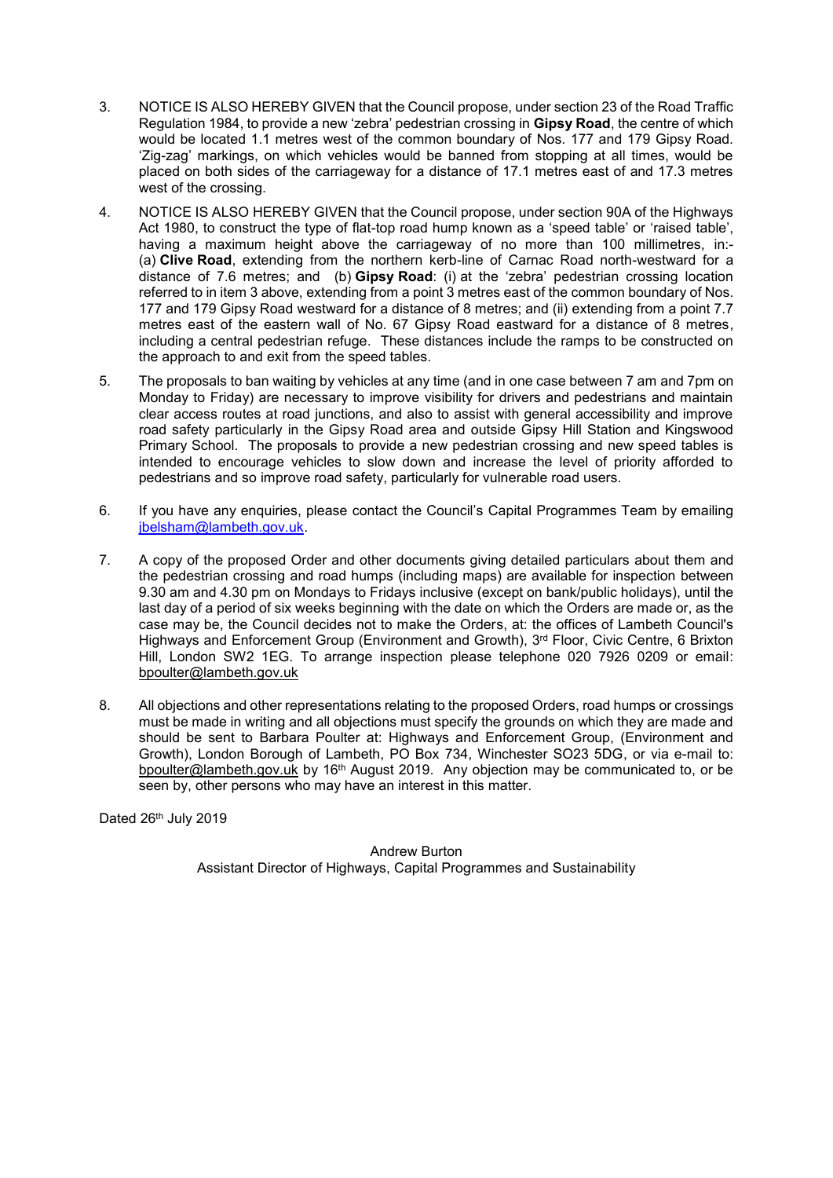3. NOTICE IS ALSO HEREBY GIVEN that the Council propose, under section 23 of the Road Traffic Regulation 1984, to provide a new 'zebra' pedestrian crossing in **Gipsy Road**, the centre of which would be located 1.1 metres west of the common boundary of Nos. 177 and 179 Gipsy Road. 'Zig-zag' markings, on which vehicles would be banned from stopping at all times, would be placed on both sides of the carriageway for a distance of 17.1 metres east of and 17.3 metres west of the crossing.

4. NOTICE IS ALSO HEREBY GIVEN that the Council propose, under section 90A of the Highways Act 1980, to construct the type of flat-top road hump known as a 'speed table' or 'raised table', having a maximum height above the carriageway of no more than 100 millimetres, in:- (a) **Clive Road**, extending from the northern kerb-line of Carnac Road north-westward for a distance of 7.6 metres; and (b) **Gipsy Road**: (i) at the 'zebra' pedestrian crossing location referred to in item 3 above, extending from a point 3 metres east of the common boundary of Nos. 177 and 179 Gipsy Road westward for a distance of 8 metres; and (ii) extending from a point 7.7 metres east of the eastern wall of No. 67 Gipsy Road eastward for a distance of 8 metres, including a central pedestrian refuge. These distances include the ramps to be constructed on the approach to and exit from the speed tables.

5. The proposals to ban waiting by vehicles at any time (and in one case between 7 am and 7pm on Monday to Friday) are necessary to improve visibility for drivers and pedestrians and maintain clear access routes at road junctions, and also to assist with general accessibility and improve road safety particularly in the Gipsy Road area and outside Gipsy Hill Station and Kingswood Primary School. The proposals to provide a new pedestrian crossing and new speed tables is intended to encourage vehicles to slow down and increase the level of priority afforded to pedestrians and so improve road safety, particularly for vulnerable road users.

6. If you have any enquiries, please contact the Council's Capital Programmes Team by emailing jbelsham@lambeth.gov.uk.

7. A copy of the proposed Order and other documents giving detailed particulars about them and the pedestrian crossing and road humps (including maps) are available for inspection between 9.30 am and 4.30 pm on Mondays to Fridays inclusive (except on bank/public holidays), until the last day of a period of six weeks beginning with the date on which the Orders are made or, as the case may be, the Council decides not to make the Orders, at: the offices of Lambeth Council's Highways and Enforcement Group (Environment and Growth), 3rd Floor, Civic Centre, 6 Brixton Hill, London SW2 1EG. To arrange inspection please telephone 020 7926 0209 or email: bpoulter@lambeth.gov.uk

8. All objections and other representations relating to the proposed Orders, road humps or crossings must be made in writing and all objections must specify the grounds on which they are made and should be sent to Barbara Poulter at: Highways and Enforcement Group, (Environment and Growth), London Borough of Lambeth, PO Box 734, Winchester SO23 5DG, or via e-mail to: bpoulter@lambeth.gov.uk by 16th August 2019. Any objection may be communicated to, or be seen by, other persons who may have an interest in this matter.

Dated 26th July 2019

Andrew Burton
Assistant Director of Highways, Capital Programmes and Sustainability